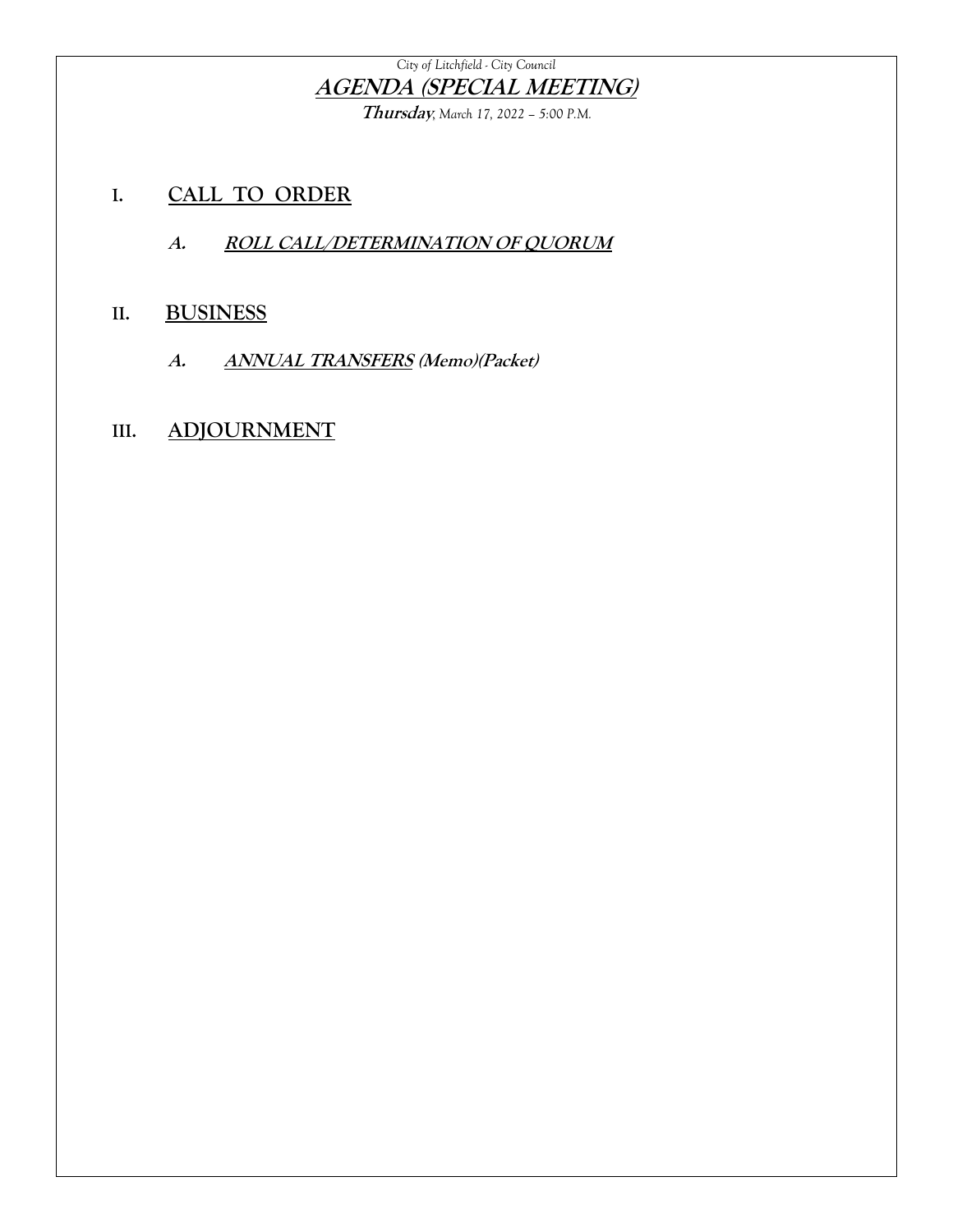*City of Litchfield - City Council*

# AGENDA (SPECIAL MEETING)

***Thursday**, March 17, 2022 – 5:00 P.M.*

## I. CALL TO ORDER

### *A. ROLL CALL/DETERMINATION OF QUORUM*

## II. BUSINESS

### *A. ANNUAL TRANSFERS (Memo)(Packet)*

## III. ADJOURNMENT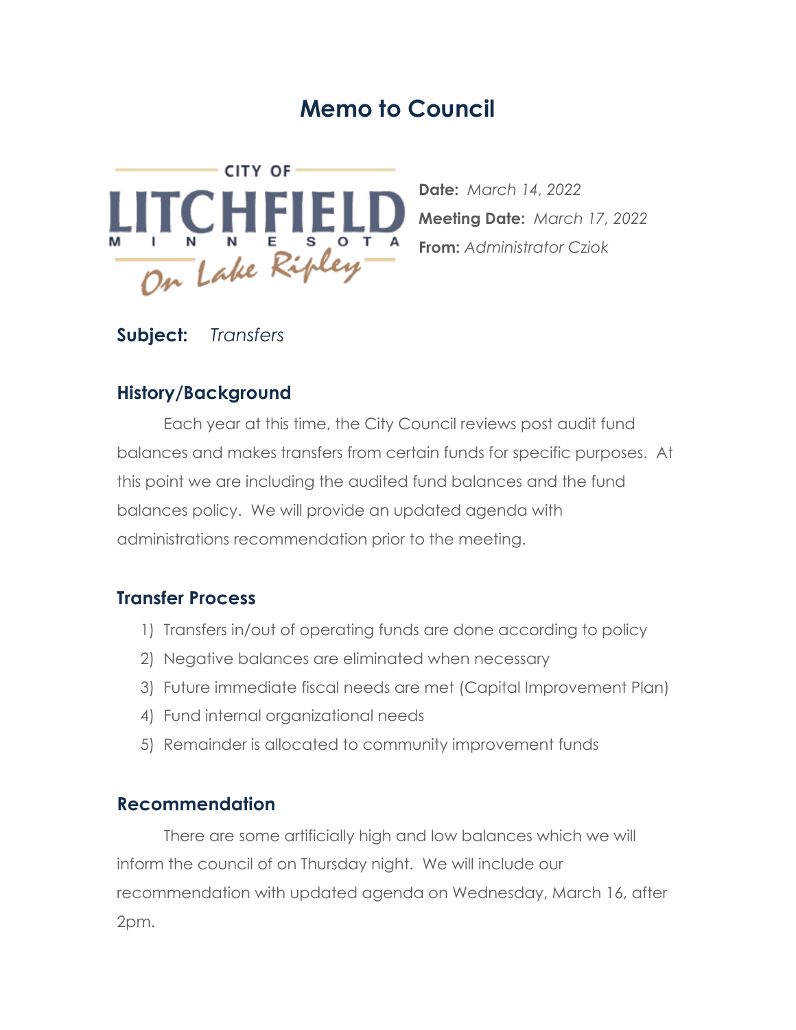# Memo to Council

**Date:** *March 14, 2022*
**Meeting Date:** *March 17, 2022*
**From:** *Administrator Cziok*

**Subject:** *Transfers*

## History/Background

Each year at this time, the City Council reviews post audit fund balances and makes transfers from certain funds for specific purposes. At this point we are including the audited fund balances and the fund balances policy. We will provide an updated agenda with administrations recommendation prior to the meeting.

## Transfer Process

1) Transfers in/out of operating funds are done according to policy
2) Negative balances are eliminated when necessary
3) Future immediate fiscal needs are met (Capital Improvement Plan)
4) Fund internal organizational needs
5) Remainder is allocated to community improvement funds

## Recommendation

There are some artificially high and low balances which we will inform the council of on Thursday night. We will include our recommendation with updated agenda on Wednesday, March 16, after 2pm.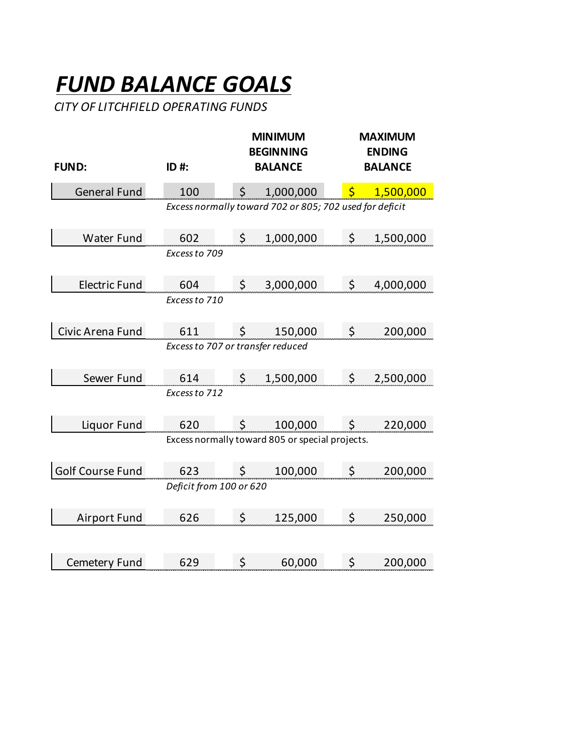# ***FUND BALANCE GOALS***

*CITY OF LITCHFIELD OPERATING FUNDS*

| FUND: | ID #: | MINIMUM BEGINNING BALANCE | MAXIMUM ENDING BALANCE |
|---|---|---|---|
| General Fund | 100 | $ 1,000,000 | $ 1,500,000 |
| | *Excess normally toward 702 or 805; 702 used for deficit* | | |
| Water Fund | 602 | $ 1,000,000 | $ 1,500,000 |
| | *Excess to 709* | | |
| Electric Fund | 604 | $ 3,000,000 | $ 4,000,000 |
| | *Excess to 710* | | |
| Civic Arena Fund | 611 | $ 150,000 | $ 200,000 |
| | *Excess to 707 or transfer reduced* | | |
| Sewer Fund | 614 | $ 1,500,000 | $ 2,500,000 |
| | *Excess to 712* | | |
| Liquor Fund | 620 | $ 100,000 | $ 220,000 |
| | Excess normally toward 805 or special projects. | | |
| Golf Course Fund | 623 | $ 100,000 | $ 200,000 |
| | *Deficit from 100 or 620* | | |
| Airport Fund | 626 | $ 125,000 | $ 250,000 |
| Cemetery Fund | 629 | $ 60,000 | $ 200,000 |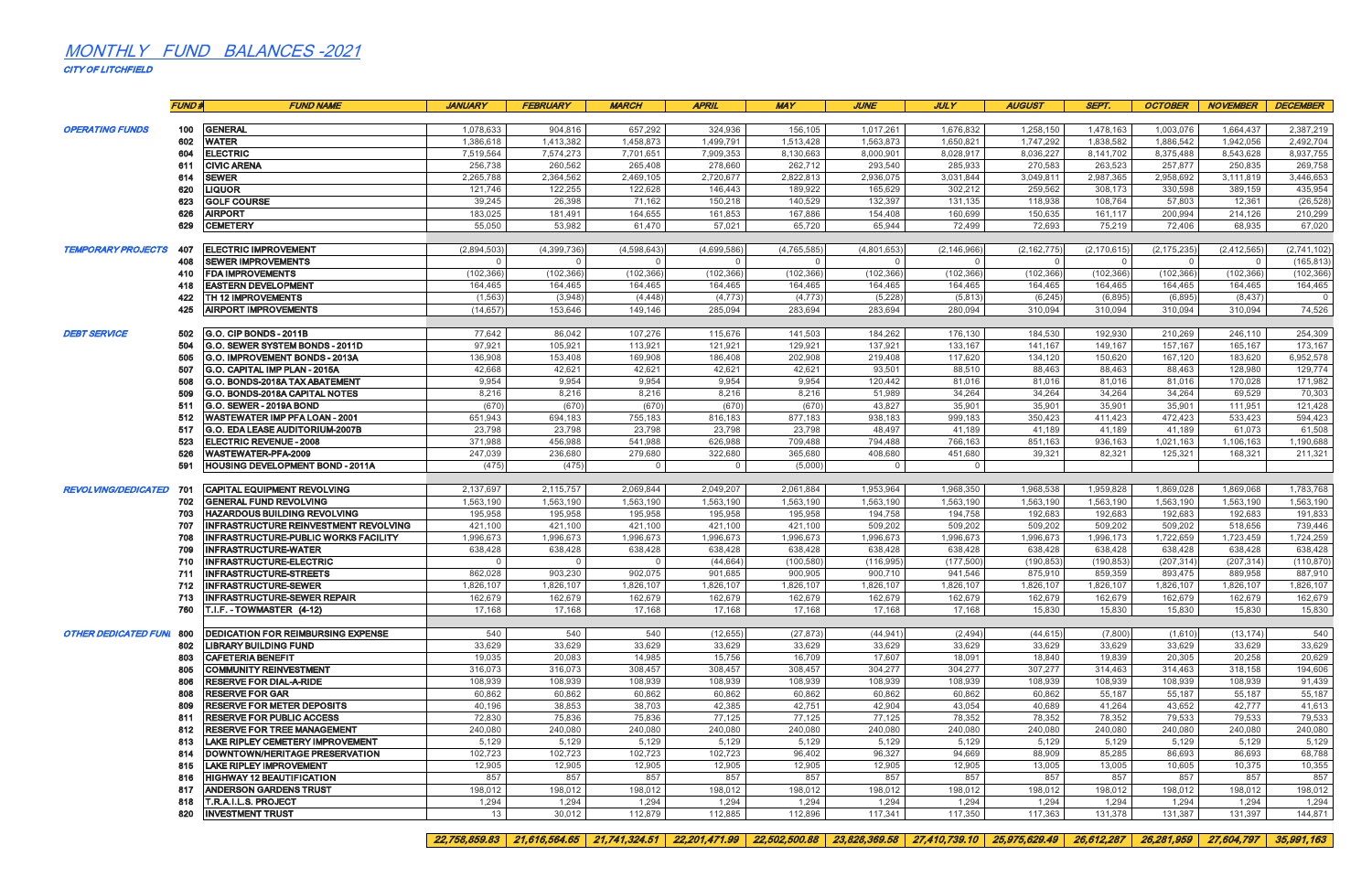# MONTHLY FUND BALANCES -2021

*CITY OF LITCHFIELD*

| | FUND # | FUND NAME | JANUARY | FEBRUARY | MARCH | APRIL | MAY | JUNE | JULY | AUGUST | SEPT. | OCTOBER | NOVEMBER | DECEMBER |
|---|---|---|---|---|---|---|---|---|---|---|---|---|---|---|
| OPERATING FUNDS | 100 | GENERAL | 1,078,633 | 904,816 | 657,292 | 324,936 | 156,105 | 1,017,261 | 1,676,832 | 1,258,150 | 1,478,163 | 1,003,076 | 1,664,437 | 2,387,219 |
| | 602 | WATER | 1,386,618 | 1,413,382 | 1,458,873 | 1,499,791 | 1,513,428 | 1,563,873 | 1,650,821 | 1,747,292 | 1,838,582 | 1,886,542 | 1,942,056 | 2,492,704 |
| | 604 | ELECTRIC | 7,519,564 | 7,574,273 | 7,701,651 | 7,909,353 | 8,130,663 | 8,000,901 | 8,028,917 | 8,036,227 | 8,141,702 | 8,375,488 | 8,543,628 | 8,937,755 |
| | 611 | CIVIC ARENA | 256,738 | 260,562 | 265,408 | 278,660 | 262,712 | 293,540 | 285,933 | 270,583 | 263,523 | 257,877 | 250,835 | 269,758 |
| | 614 | SEWER | 2,265,788 | 2,364,562 | 2,469,105 | 2,720,677 | 2,822,813 | 2,936,075 | 3,031,844 | 3,049,811 | 2,987,365 | 2,958,692 | 3,111,819 | 3,446,653 |
| | 620 | LIQUOR | 121,746 | 122,255 | 122,628 | 146,443 | 189,922 | 165,629 | 302,212 | 259,562 | 308,173 | 330,598 | 389,159 | 435,954 |
| | 623 | GOLF COURSE | 39,245 | 26,398 | 71,162 | 150,218 | 140,529 | 132,397 | 131,135 | 118,938 | 108,764 | 57,803 | 12,361 | (26,528) |
| | 626 | AIRPORT | 183,025 | 181,491 | 164,655 | 161,853 | 167,886 | 154,408 | 160,699 | 150,635 | 161,117 | 200,994 | 214,126 | 210,299 |
| | 629 | CEMETERY | 55,050 | 53,982 | 61,470 | 57,021 | 65,720 | 65,944 | 72,499 | 72,693 | 75,219 | 72,406 | 68,935 | 67,020 |
| TEMPORARY PROJECTS | 407 | ELECTRIC IMPROVEMENT | (2,894,503) | (4,399,736) | (4,598,643) | (4,699,586) | (4,765,585) | (4,801,653) | (2,146,966) | (2,162,775) | (2,170,615) | (2,175,235) | (2,412,565) | (2,741,102) |
| | 408 | SEWER IMPROVEMENTS | 0 | 0 | 0 | 0 | 0 | 0 | 0 | 0 | 0 | 0 | 0 | (165,813) |
| | 410 | FDA IMPROVEMENTS | (102,366) | (102,366) | (102,366) | (102,366) | (102,366) | (102,366) | (102,366) | (102,366) | (102,366) | (102,366) | (102,366) | (102,366) |
| | 418 | EASTERN DEVELOPMENT | 164,465 | 164,465 | 164,465 | 164,465 | 164,465 | 164,465 | 164,465 | 164,465 | 164,465 | 164,465 | 164,465 | 164,465 |
| | 422 | TH 12 IMPROVEMENTS | (1,563) | (3,948) | (4,448) | (4,773) | (4,773) | (5,228) | (5,813) | (6,245) | (6,895) | (6,895) | (8,437) | 0 |
| | 425 | AIRPORT IMPROVEMENTS | (14,657) | 153,646 | 149,146 | 285,094 | 283,694 | 283,694 | 280,094 | 310,094 | 310,094 | 310,094 | 310,094 | 74,526 |
| DEBT SERVICE | 502 | G.O. CIP BONDS - 2011B | 77,642 | 86,042 | 107,276 | 115,676 | 141,503 | 184,262 | 176,130 | 184,530 | 192,930 | 210,269 | 246,110 | 254,309 |
| | 504 | G.O. SEWER SYSTEM BONDS - 2011D | 97,921 | 105,921 | 113,921 | 121,921 | 129,921 | 137,921 | 133,167 | 141,167 | 149,167 | 157,167 | 165,167 | 173,167 |
| | 505 | G.O. IMPROVEMENT BONDS - 2013A | 136,908 | 153,408 | 169,908 | 186,408 | 202,908 | 219,408 | 117,620 | 134,120 | 150,620 | 167,120 | 183,620 | 6,952,578 |
| | 507 | G.O. CAPITAL IMP PLAN - 2015A | 42,668 | 42,621 | 42,621 | 42,621 | 42,621 | 93,501 | 88,510 | 88,463 | 88,463 | 88,463 | 128,980 | 129,774 |
| | 508 | G.O. BONDS-2018A TAX ABATEMENT | 9,954 | 9,954 | 9,954 | 9,954 | 9,954 | 120,442 | 81,016 | 81,016 | 81,016 | 81,016 | 170,028 | 171,982 |
| | 509 | G.O. BONDS-2018A CAPITAL NOTES | 8,216 | 8,216 | 8,216 | 8,216 | 8,216 | 51,989 | 34,264 | 34,264 | 34,264 | 34,264 | 69,529 | 70,303 |
| | 511 | G.O. SEWER - 2019A BOND | (670) | (670) | (670) | (670) | (670) | 43,827 | 35,901 | 35,901 | 35,901 | 35,901 | 111,951 | 121,428 |
| | 512 | WASTEWATER IMP PFA LOAN - 2001 | 651,943 | 694,183 | 755,183 | 816,183 | 877,183 | 938,183 | 999,183 | 350,423 | 411,423 | 472,423 | 533,423 | 594,423 |
| | 517 | G.O. EDA LEASE AUDITORIUM-2007B | 23,798 | 23,798 | 23,798 | 23,798 | 23,798 | 48,497 | 41,189 | 41,189 | 41,189 | 41,189 | 61,073 | 61,508 |
| | 523 | ELECTRIC REVENUE - 2008 | 371,988 | 456,988 | 541,988 | 626,988 | 709,488 | 794,488 | 766,163 | 851,163 | 936,163 | 1,021,163 | 1,106,163 | 1,190,688 |
| | 526 | WASTEWATER-PFA-2009 | 247,039 | 236,680 | 279,680 | 322,680 | 365,680 | 408,680 | 451,680 | 39,321 | 82,321 | 125,321 | 168,321 | 211,321 |
| | 591 | HOUSING DEVELOPMENT BOND - 2011A | (475) | (475) | 0 | 0 | (5,000) | 0 | 0 | | | | | |
| REVOLVING/DEDICATED | 701 | CAPITAL EQUIPMENT REVOLVING | 2,137,697 | 2,115,757 | 2,069,844 | 2,049,207 | 2,061,884 | 1,953,964 | 1,968,350 | 1,968,538 | 1,959,828 | 1,869,028 | 1,869,068 | 1,783,768 |
| | 702 | GENERAL FUND REVOLVING | 1,563,190 | 1,563,190 | 1,563,190 | 1,563,190 | 1,563,190 | 1,563,190 | 1,563,190 | 1,563,190 | 1,563,190 | 1,563,190 | 1,563,190 | 1,563,190 |
| | 703 | HAZARDOUS BUILDING REVOLVING | 195,958 | 195,958 | 195,958 | 195,958 | 195,958 | 194,758 | 194,758 | 192,683 | 192,683 | 192,683 | 192,683 | 191,833 |
| | 707 | INFRASTRUCTURE REINVESTMENT REVOLVING | 421,100 | 421,100 | 421,100 | 421,100 | 421,100 | 509,202 | 509,202 | 509,202 | 509,202 | 509,202 | 518,656 | 739,446 |
| | 708 | INFRASTRUCTURE-PUBLIC WORKS FACILITY | 1,996,673 | 1,996,673 | 1,996,673 | 1,996,673 | 1,996,673 | 1,996,673 | 1,996,673 | 1,996,673 | 1,996,173 | 1,722,659 | 1,723,459 | 1,724,259 |
| | 709 | INFRASTRUCTURE-WATER | 638,428 | 638,428 | 638,428 | 638,428 | 638,428 | 638,428 | 638,428 | 638,428 | 638,428 | 638,428 | 638,428 | 638,428 |
| | 710 | INFRASTRUCTURE-ELECTRIC | 0 | 0 | 0 | (44,664) | (100,580) | (116,995) | (177,500) | (190,853) | (190,853) | (207,314) | (207,314) | (110,870) |
| | 711 | INFRASTRUCTURE-STREETS | 862,028 | 903,230 | 902,075 | 901,685 | 900,905 | 900,710 | 941,546 | 875,910 | 859,359 | 893,475 | 889,958 | 887,910 |
| | 712 | INFRASTRUCTURE-SEWER | 1,826,107 | 1,826,107 | 1,826,107 | 1,826,107 | 1,826,107 | 1,826,107 | 1,826,107 | 1,826,107 | 1,826,107 | 1,826,107 | 1,826,107 | 1,826,107 |
| | 713 | INFRASTRUCTURE-SEWER REPAIR | 162,679 | 162,679 | 162,679 | 162,679 | 162,679 | 162,679 | 162,679 | 162,679 | 162,679 | 162,679 | 162,679 | 162,679 |
| | 760 | T.I.F. - TOWMASTER (4-12) | 17,168 | 17,168 | 17,168 | 17,168 | 17,168 | 17,168 | 17,168 | 15,830 | 15,830 | 15,830 | 15,830 | 15,830 |
| OTHER DEDICATED FUN | 800 | DEDICATION FOR REIMBURSING EXPENSE | 540 | 540 | 540 | (12,655) | (27,873) | (44,941) | (2,494) | (44,615) | (7,800) | (1,610) | (13,174) | 540 |
| | 802 | LIBRARY BUILDING FUND | 33,629 | 33,629 | 33,629 | 33,629 | 33,629 | 33,629 | 33,629 | 33,629 | 33,629 | 33,629 | 33,629 | 33,629 |
| | 803 | CAFETERIA BENEFIT | 19,035 | 20,083 | 14,985 | 15,756 | 16,709 | 17,607 | 18,091 | 18,840 | 19,839 | 20,305 | 20,258 | 20,629 |
| | 805 | COMMUNITY REINVESTMENT | 316,073 | 316,073 | 308,457 | 308,457 | 308,457 | 304,277 | 304,277 | 307,277 | 314,463 | 314,463 | 318,158 | 194,606 |
| | 806 | RESERVE FOR DIAL-A-RIDE | 108,939 | 108,939 | 108,939 | 108,939 | 108,939 | 108,939 | 108,939 | 108,939 | 108,939 | 108,939 | 108,939 | 91,439 |
| | 808 | RESERVE FOR GAR | 60,862 | 60,862 | 60,862 | 60,862 | 60,862 | 60,862 | 60,862 | 60,862 | 55,187 | 55,187 | 55,187 | 55,187 |
| | 809 | RESERVE FOR METER DEPOSITS | 40,196 | 38,853 | 38,703 | 42,385 | 42,751 | 42,904 | 43,054 | 40,689 | 41,264 | 43,652 | 42,777 | 41,613 |
| | 811 | RESERVE FOR PUBLIC ACCESS | 72,830 | 75,836 | 75,836 | 77,125 | 77,125 | 77,125 | 78,352 | 78,352 | 78,352 | 79,533 | 79,533 | 79,533 |
| | 812 | RESERVE FOR TREE MANAGEMENT | 240,080 | 240,080 | 240,080 | 240,080 | 240,080 | 240,080 | 240,080 | 240,080 | 240,080 | 240,080 | 240,080 | 240,080 |
| | 813 | LAKE RIPLEY CEMETERY IMPROVEMENT | 5,129 | 5,129 | 5,129 | 5,129 | 5,129 | 5,129 | 5,129 | 5,129 | 5,129 | 5,129 | 5,129 | 5,129 |
| | 814 | DOWNTOWN/HERITAGE PRESERVATION | 102,723 | 102,723 | 102,723 | 102,723 | 96,402 | 96,327 | 94,669 | 88,909 | 85,285 | 86,693 | 86,693 | 68,788 |
| | 815 | LAKE RIPLEY IMPROVEMENT | 12,905 | 12,905 | 12,905 | 12,905 | 12,905 | 12,905 | 12,905 | 13,005 | 13,005 | 10,605 | 10,375 | 10,355 |
| | 816 | HIGHWAY 12 BEAUTIFICATION | 857 | 857 | 857 | 857 | 857 | 857 | 857 | 857 | 857 | 857 | 857 | 857 |
| | 817 | ANDERSON GARDENS TRUST | 198,012 | 198,012 | 198,012 | 198,012 | 198,012 | 198,012 | 198,012 | 198,012 | 198,012 | 198,012 | 198,012 | 198,012 |
| | 818 | T.R.A.I.L.S. PROJECT | 1,294 | 1,294 | 1,294 | 1,294 | 1,294 | 1,294 | 1,294 | 1,294 | 1,294 | 1,294 | 1,294 | 1,294 |
| | 820 | INVESTMENT TRUST | 13 | 30,012 | 112,879 | 112,885 | 112,896 | 117,341 | 117,350 | 117,363 | 131,378 | 131,387 | 131,397 | 144,871 |
| | | | 22,758,859.83 | 21,616,564.65 | 21,741,324.51 | 22,201,471.99 | 22,502,500.88 | 23,828,369.58 | 27,410,739.10 | 25,975,629.49 | 26,612,287 | 26,281,959 | 27,604,797 | 35,991,163 |